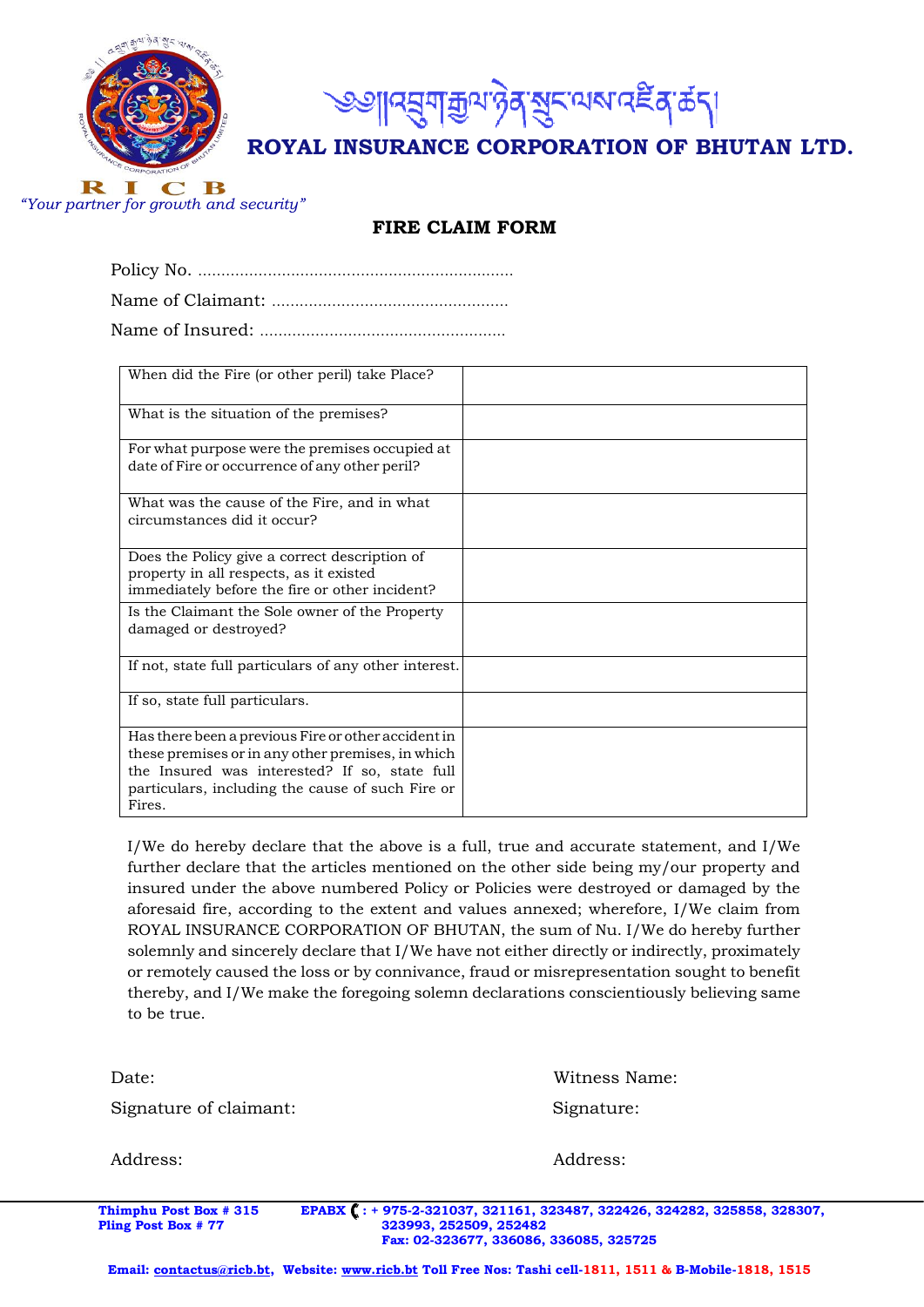ༀ།།འབྲུག་རྒྱལ་ཉེན་སྲུང་ལས་འཛིན་ཚད།

# ROYAL INSURANCE CORPORATION OF BHUTAN LTD.

R I C B

*"Your partner for growth and security"*

## FIRE CLAIM FORM

Policy No. ....................................................................

Name of Claimant: ...................................................

Name of Insured: .....................................................

| | |
|---|---|
| When did the Fire (or other peril) take Place? | |
| What is the situation of the premises? | |
| For what purpose were the premises occupied at date of Fire or occurrence of any other peril? | |
| What was the cause of the Fire, and in what circumstances did it occur? | |
| Does the Policy give a correct description of property in all respects, as it existed immediately before the fire or other incident? | |
| Is the Claimant the Sole owner of the Property damaged or destroyed? | |
| If not, state full particulars of any other interest. | |
| If so, state full particulars. | |
| Has there been a previous Fire or other accident in these premises or in any other premises, in which the Insured was interested? If so, state full particulars, including the cause of such Fire or Fires. | |

I/We do hereby declare that the above is a full, true and accurate statement, and I/We further declare that the articles mentioned on the other side being my/our property and insured under the above numbered Policy or Policies were destroyed or damaged by the aforesaid fire, according to the extent and values annexed; wherefore, I/We claim from ROYAL INSURANCE CORPORATION OF BHUTAN, the sum of Nu. I/We do hereby further solemnly and sincerely declare that I/We have not either directly or indirectly, proximately or remotely caused the loss or by connivance, fraud or misrepresentation sought to benefit thereby, and I/We make the foregoing solemn declarations conscientiously believing same to be true.

Date:

Signature of claimant:

Address:

Witness Name:

Signature:

Address:

**Thimphu Post Box # 315**
**Pling Post Box # 77**

**EPABX : + 975-2-321037, 321161, 323487, 322426, 324282, 325858, 328307, 323993, 252509, 252482**
**Fax: 02-323677, 336086, 336085, 325725**

**Email: contactus@ricb.bt, Website: www.ricb.bt Toll Free Nos: Tashi cell-1811, 1511 & B-Mobile-1818, 1515**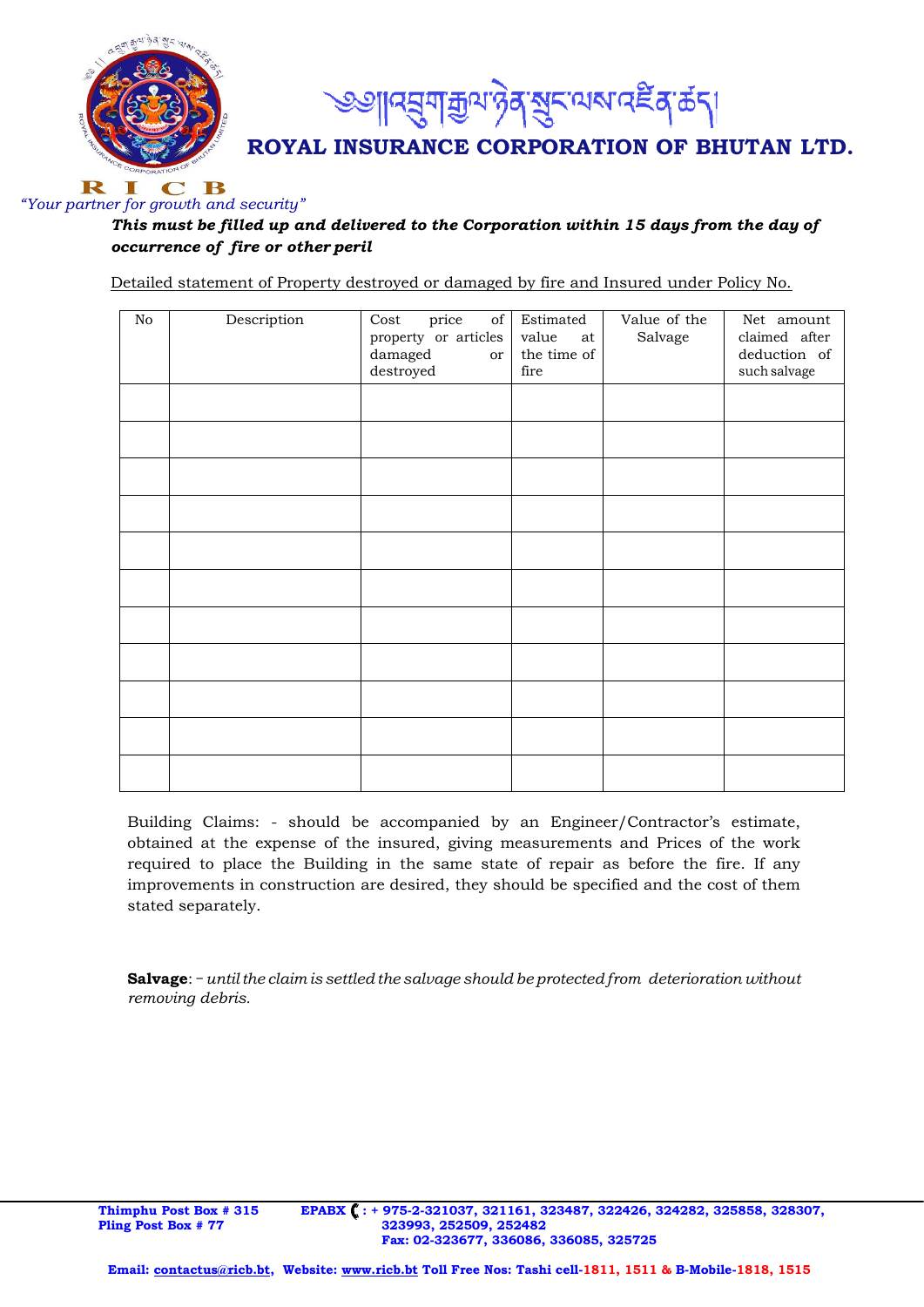# ༄༅།།འབྲུག་རྒྱལ་ཉེན་སྲུང་ལས་འཛིན་ཚད།

## ROYAL INSURANCE CORPORATION OF BHUTAN LTD.

R I C B

*"Your partner for growth and security"*

***This must be filled up and delivered to the Corporation within 15 days from the day of occurrence of fire or other peril***

Detailed statement of Property destroyed or damaged by fire and Insured under Policy No.

| No | Description | Cost price of property or articles damaged or destroyed | Estimated value at the time of fire | Value of the Salvage | Net amount claimed after deduction of such salvage |
|---|---|---|---|---|---|
| | | | | | |
| | | | | | |
| | | | | | |
| | | | | | |
| | | | | | |
| | | | | | |
| | | | | | |
| | | | | | |
| | | | | | |
| | | | | | |
| | | | | | |

Building Claims: - should be accompanied by an Engineer/Contractor's estimate, obtained at the expense of the insured, giving measurements and Prices of the work required to place the Building in the same state of repair as before the fire. If any improvements in construction are desired, they should be specified and the cost of them stated separately.

**Salvage**: – *until the claim is settled the salvage should be protected from deterioration without removing debris.*

**Thimphu Post Box # 315**
**Pling Post Box # 77**

**EPABX : + 975-2-321037, 321161, 323487, 322426, 324282, 325858, 328307, 323993, 252509, 252482**
**Fax: 02-323677, 336086, 336085, 325725**

**Email: contactus@ricb.bt, Website: www.ricb.bt Toll Free Nos: Tashi cell-1811, 1511 & B-Mobile-1818, 1515**